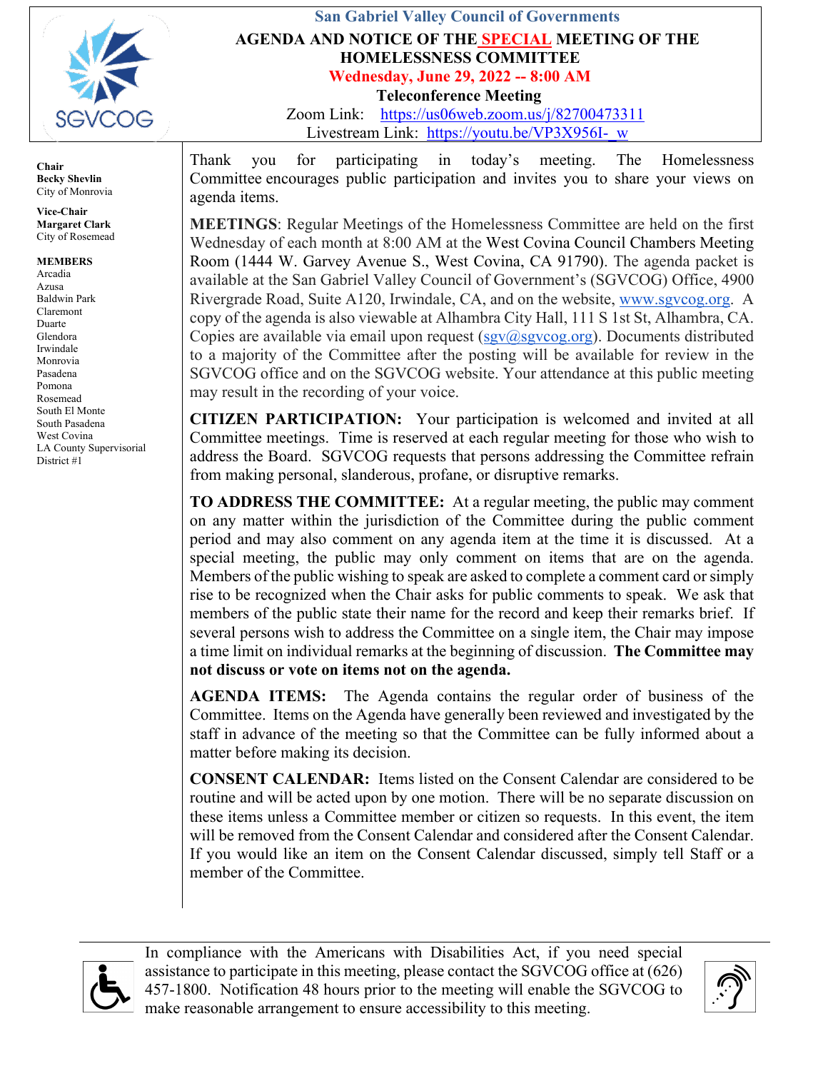San Gabriel Valley Council of Governments

# AGENDA AND NOTICE OF THE SPECIAL MEETING OF THE HOMELESSNESS COMMITTEE

**Wednesday, June 29, 2022 -- 8:00 AM**

**Teleconference Meeting**

Zoom Link: https://us06web.zoom.us/j/82700473311

Livestream Link: https://youtu.be/VP3X956I-_w

**Chair**
**Becky Shevlin**
City of Monrovia

**Vice-Chair**
**Margaret Clark**
City of Rosemead

**MEMBERS**
Arcadia
Azusa
Baldwin Park
Claremont
Duarte
Glendora
Irwindale
Monrovia
Pasadena
Pomona
Rosemead
South El Monte
South Pasadena
West Covina
LA County Supervisorial District #1

Thank you for participating in today's meeting. The Homelessness Committee encourages public participation and invites you to share your views on agenda items.

**MEETINGS**: Regular Meetings of the Homelessness Committee are held on the first Wednesday of each month at 8:00 AM at the West Covina Council Chambers Meeting Room (1444 W. Garvey Avenue S., West Covina, CA 91790). The agenda packet is available at the San Gabriel Valley Council of Government's (SGVCOG) Office, 4900 Rivergrade Road, Suite A120, Irwindale, CA, and on the website, www.sgvcog.org. A copy of the agenda is also viewable at Alhambra City Hall, 111 S 1st St, Alhambra, CA. Copies are available via email upon request (sgv@sgvcog.org). Documents distributed to a majority of the Committee after the posting will be available for review in the SGVCOG office and on the SGVCOG website. Your attendance at this public meeting may result in the recording of your voice.

**CITIZEN PARTICIPATION:** Your participation is welcomed and invited at all Committee meetings. Time is reserved at each regular meeting for those who wish to address the Board. SGVCOG requests that persons addressing the Committee refrain from making personal, slanderous, profane, or disruptive remarks.

**TO ADDRESS THE COMMITTEE:** At a regular meeting, the public may comment on any matter within the jurisdiction of the Committee during the public comment period and may also comment on any agenda item at the time it is discussed. At a special meeting, the public may only comment on items that are on the agenda. Members of the public wishing to speak are asked to complete a comment card or simply rise to be recognized when the Chair asks for public comments to speak. We ask that members of the public state their name for the record and keep their remarks brief. If several persons wish to address the Committee on a single item, the Chair may impose a time limit on individual remarks at the beginning of discussion. **The Committee may not discuss or vote on items not on the agenda.**

**AGENDA ITEMS:** The Agenda contains the regular order of business of the Committee. Items on the Agenda have generally been reviewed and investigated by the staff in advance of the meeting so that the Committee can be fully informed about a matter before making its decision.

**CONSENT CALENDAR:** Items listed on the Consent Calendar are considered to be routine and will be acted upon by one motion. There will be no separate discussion on these items unless a Committee member or citizen so requests. In this event, the item will be removed from the Consent Calendar and considered after the Consent Calendar. If you would like an item on the Consent Calendar discussed, simply tell Staff or a member of the Committee.

In compliance with the Americans with Disabilities Act, if you need special assistance to participate in this meeting, please contact the SGVCOG office at (626) 457-1800. Notification 48 hours prior to the meeting will enable the SGVCOG to make reasonable arrangement to ensure accessibility to this meeting.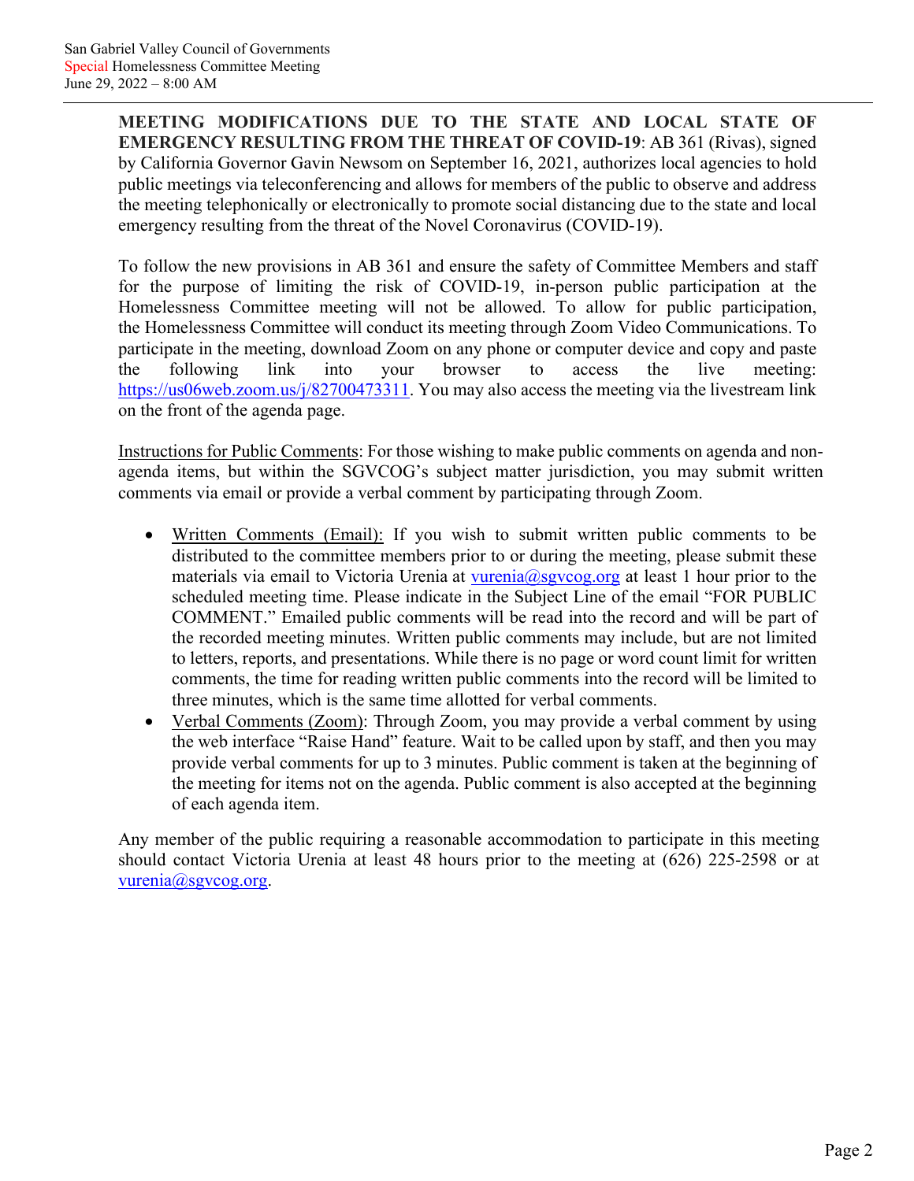**MEETING MODIFICATIONS DUE TO THE STATE AND LOCAL STATE OF EMERGENCY RESULTING FROM THE THREAT OF COVID-19**: AB 361 (Rivas), signed by California Governor Gavin Newsom on September 16, 2021, authorizes local agencies to hold public meetings via teleconferencing and allows for members of the public to observe and address the meeting telephonically or electronically to promote social distancing due to the state and local emergency resulting from the threat of the Novel Coronavirus (COVID-19).

To follow the new provisions in AB 361 and ensure the safety of Committee Members and staff for the purpose of limiting the risk of COVID-19, in-person public participation at the Homelessness Committee meeting will not be allowed. To allow for public participation, the Homelessness Committee will conduct its meeting through Zoom Video Communications. To participate in the meeting, download Zoom on any phone or computer device and copy and paste the following link into your browser to access the live meeting: https://us06web.zoom.us/j/82700473311. You may also access the meeting via the livestream link on the front of the agenda page.

Instructions for Public Comments: For those wishing to make public comments on agenda and non-agenda items, but within the SGVCOG's subject matter jurisdiction, you may submit written comments via email or provide a verbal comment by participating through Zoom.

- Written Comments (Email): If you wish to submit written public comments to be distributed to the committee members prior to or during the meeting, please submit these materials via email to Victoria Urenia at vurenia@sgvcog.org at least 1 hour prior to the scheduled meeting time. Please indicate in the Subject Line of the email "FOR PUBLIC COMMENT." Emailed public comments will be read into the record and will be part of the recorded meeting minutes. Written public comments may include, but are not limited to letters, reports, and presentations. While there is no page or word count limit for written comments, the time for reading written public comments into the record will be limited to three minutes, which is the same time allotted for verbal comments.
- Verbal Comments (Zoom): Through Zoom, you may provide a verbal comment by using the web interface "Raise Hand" feature. Wait to be called upon by staff, and then you may provide verbal comments for up to 3 minutes. Public comment is taken at the beginning of the meeting for items not on the agenda. Public comment is also accepted at the beginning of each agenda item.

Any member of the public requiring a reasonable accommodation to participate in this meeting should contact Victoria Urenia at least 48 hours prior to the meeting at (626) 225-2598 or at vurenia@sgvcog.org.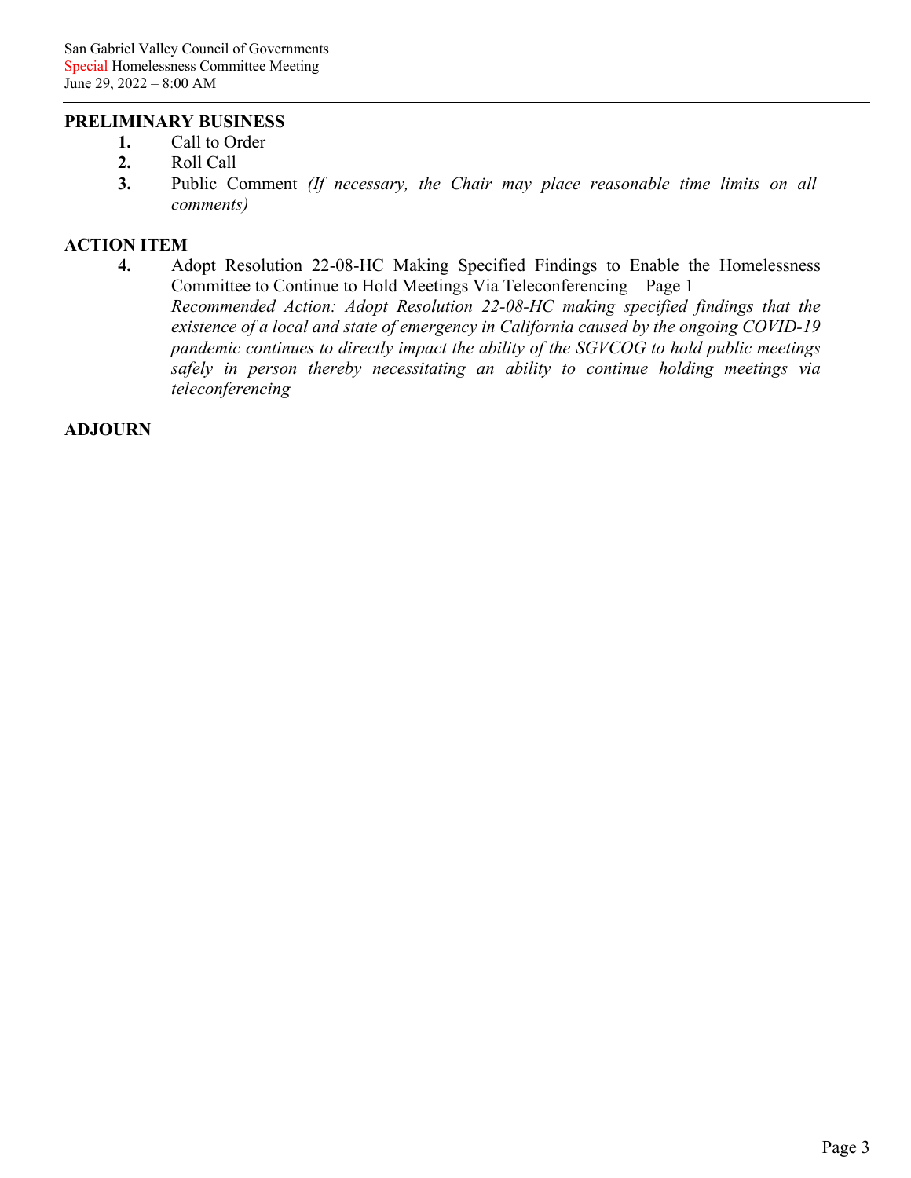## PRELIMINARY BUSINESS

1. Call to Order
2. Roll Call
3. Public Comment *(If necessary, the Chair may place reasonable time limits on all comments)*

## ACTION ITEM

4. Adopt Resolution 22-08-HC Making Specified Findings to Enable the Homelessness Committee to Continue to Hold Meetings Via Teleconferencing – Page 1
*Recommended Action: Adopt Resolution 22-08-HC making specified findings that the existence of a local and state of emergency in California caused by the ongoing COVID-19 pandemic continues to directly impact the ability of the SGVCOG to hold public meetings safely in person thereby necessitating an ability to continue holding meetings via teleconferencing*

## ADJOURN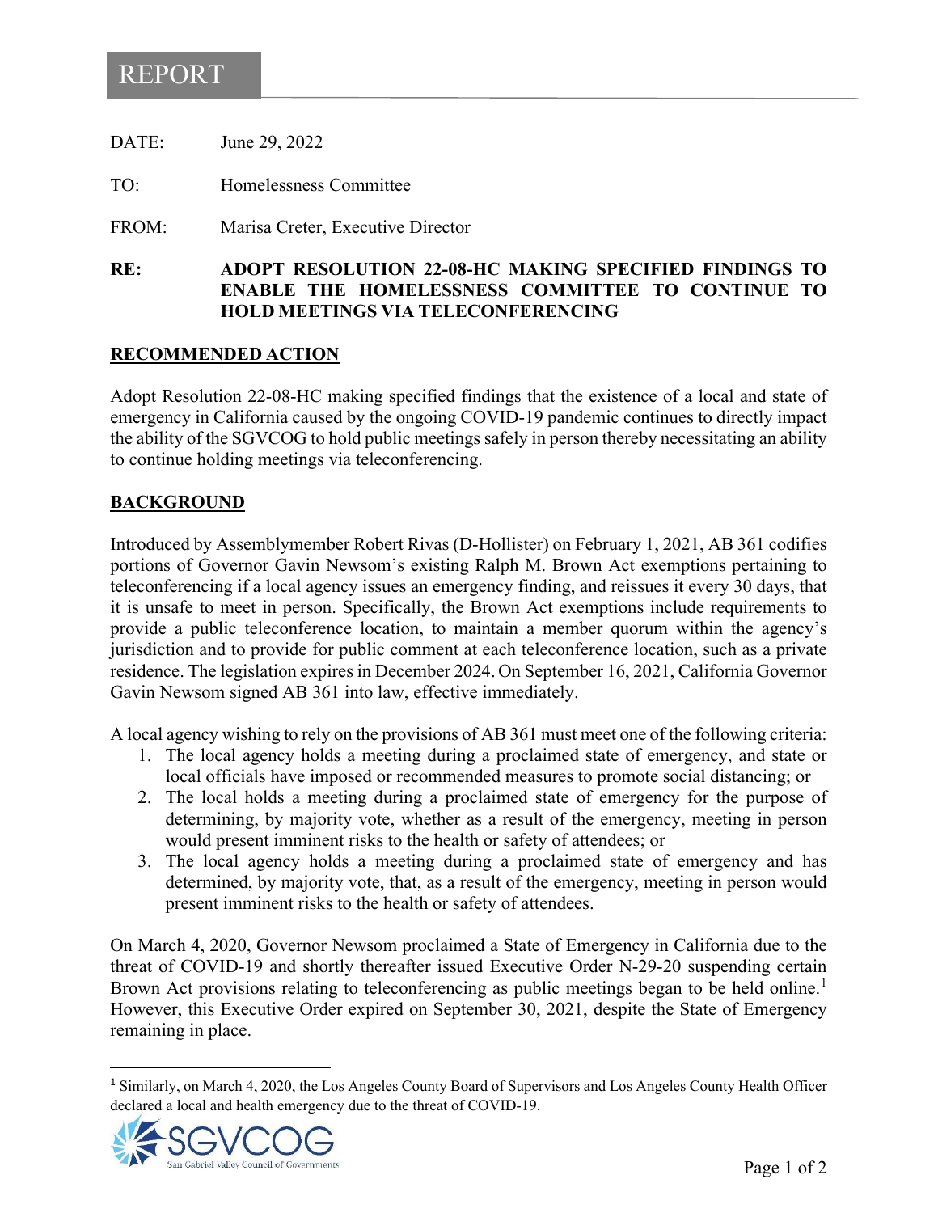# REPORT

DATE: June 29, 2022

TO: Homelessness Committee

FROM: Marisa Creter, Executive Director

**RE: ADOPT RESOLUTION 22-08-HC MAKING SPECIFIED FINDINGS TO ENABLE THE HOMELESSNESS COMMITTEE TO CONTINUE TO HOLD MEETINGS VIA TELECONFERENCING**

## RECOMMENDED ACTION

Adopt Resolution 22-08-HC making specified findings that the existence of a local and state of emergency in California caused by the ongoing COVID-19 pandemic continues to directly impact the ability of the SGVCOG to hold public meetings safely in person thereby necessitating an ability to continue holding meetings via teleconferencing.

## BACKGROUND

Introduced by Assemblymember Robert Rivas (D-Hollister) on February 1, 2021, AB 361 codifies portions of Governor Gavin Newsom's existing Ralph M. Brown Act exemptions pertaining to teleconferencing if a local agency issues an emergency finding, and reissues it every 30 days, that it is unsafe to meet in person. Specifically, the Brown Act exemptions include requirements to provide a public teleconference location, to maintain a member quorum within the agency's jurisdiction and to provide for public comment at each teleconference location, such as a private residence. The legislation expires in December 2024. On September 16, 2021, California Governor Gavin Newsom signed AB 361 into law, effective immediately.

A local agency wishing to rely on the provisions of AB 361 must meet one of the following criteria:

1. The local agency holds a meeting during a proclaimed state of emergency, and state or local officials have imposed or recommended measures to promote social distancing; or
2. The local holds a meeting during a proclaimed state of emergency for the purpose of determining, by majority vote, whether as a result of the emergency, meeting in person would present imminent risks to the health or safety of attendees; or
3. The local agency holds a meeting during a proclaimed state of emergency and has determined, by majority vote, that, as a result of the emergency, meeting in person would present imminent risks to the health or safety of attendees.

On March 4, 2020, Governor Newsom proclaimed a State of Emergency in California due to the threat of COVID-19 and shortly thereafter issued Executive Order N-29-20 suspending certain Brown Act provisions relating to teleconferencing as public meetings began to be held online.[1] However, this Executive Order expired on September 30, 2021, despite the State of Emergency remaining in place.

[1] Similarly, on March 4, 2020, the Los Angeles County Board of Supervisors and Los Angeles County Health Officer declared a local and health emergency due to the threat of COVID-19.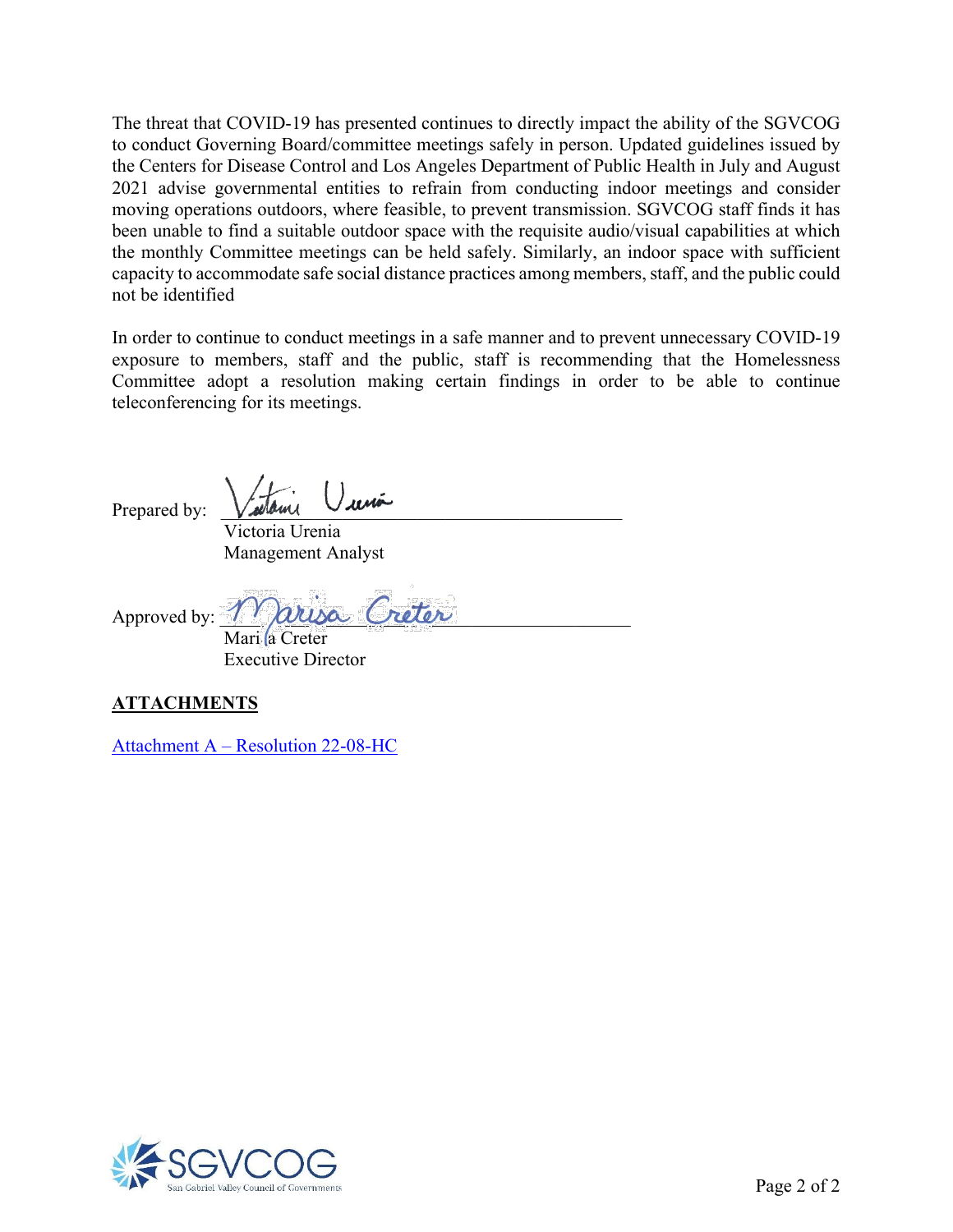The threat that COVID-19 has presented continues to directly impact the ability of the SGVCOG to conduct Governing Board/committee meetings safely in person. Updated guidelines issued by the Centers for Disease Control and Los Angeles Department of Public Health in July and August 2021 advise governmental entities to refrain from conducting indoor meetings and consider moving operations outdoors, where feasible, to prevent transmission. SGVCOG staff finds it has been unable to find a suitable outdoor space with the requisite audio/visual capabilities at which the monthly Committee meetings can be held safely. Similarly, an indoor space with sufficient capacity to accommodate safe social distance practices among members, staff, and the public could not be identified

In order to continue to conduct meetings in a safe manner and to prevent unnecessary COVID-19 exposure to members, staff and the public, staff is recommending that the Homelessness Committee adopt a resolution making certain findings in order to be able to continue teleconferencing for its meetings.

Prepared by: ____________________
Victoria Urenia
Management Analyst

Approved by: ____________________
Marisa Creter
Executive Director

**ATTACHMENTS**

Attachment A – Resolution 22-08-HC